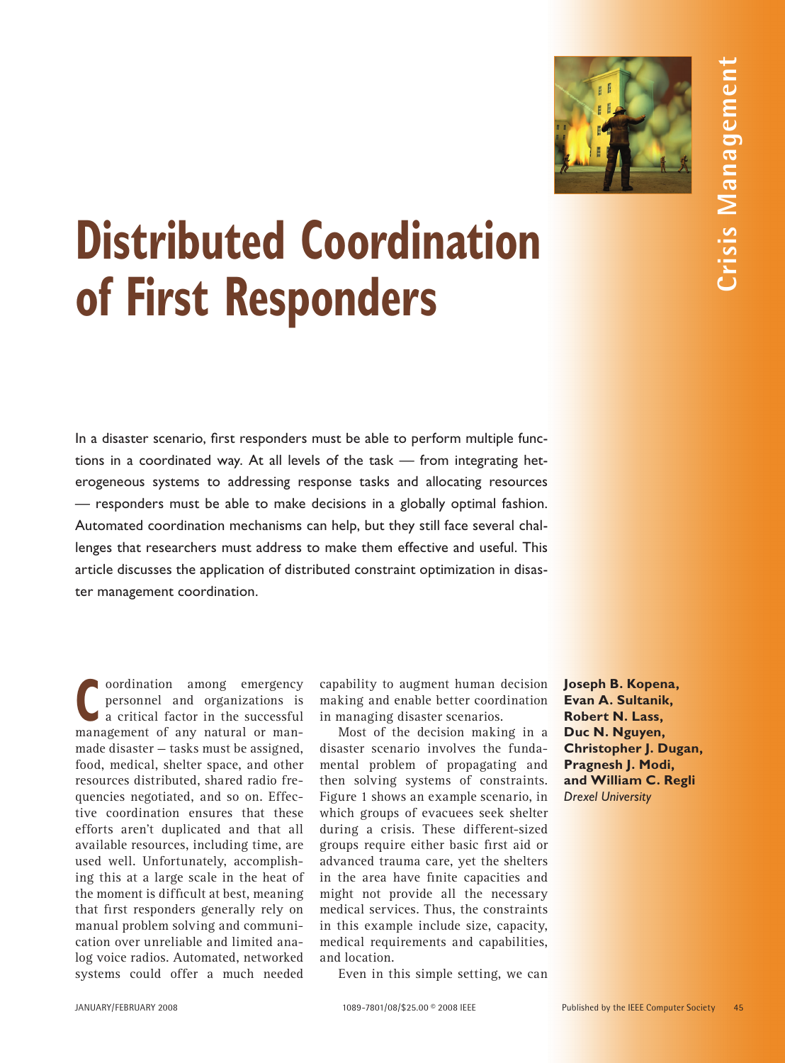# Distributed Coordination of First Responders

In a disaster scenario, first responders must be able to perform multiple functions in a coordinated way. At all levels of the task — from integrating heterogeneous systems to addressing response tasks and allocating resources — responders must be able to make decisions in a globally optimal fashion. Automated coordination mechanisms can help, but they still face several challenges that researchers must address to make them effective and useful. This article discusses the application of distributed constraint optimization in disaster management coordination.

**Joseph B. Kopena, Evan A. Sultanik, Robert N. Lass, Duc N. Nguyen, Christopher J. Dugan, Pragnesh J. Modi, and William C. Regli**
*Drexel University*

Coordination among emergency personnel and organizations is a critical factor in the successful management of any natural or man-made disaster — tasks must be assigned, food, medical, shelter space, and other resources distributed, shared radio frequencies negotiated, and so on. Effective coordination ensures that these efforts aren't duplicated and that all available resources, including time, are used well. Unfortunately, accomplishing this at a large scale in the heat of the moment is difficult at best, meaning that first responders generally rely on manual problem solving and communication over unreliable and limited analog voice radios. Automated, networked systems could offer a much needed capability to augment human decision making and enable better coordination in managing disaster scenarios.

Most of the decision making in a disaster scenario involves the fundamental problem of propagating and then solving systems of constraints. Figure 1 shows an example scenario, in which groups of evacuees seek shelter during a crisis. These different-sized groups require either basic first aid or advanced trauma care, yet the shelters in the area have finite capacities and might not provide all the necessary medical services. Thus, the constraints in this example include size, capacity, medical requirements and capabilities, and location.

Even in this simple setting, we can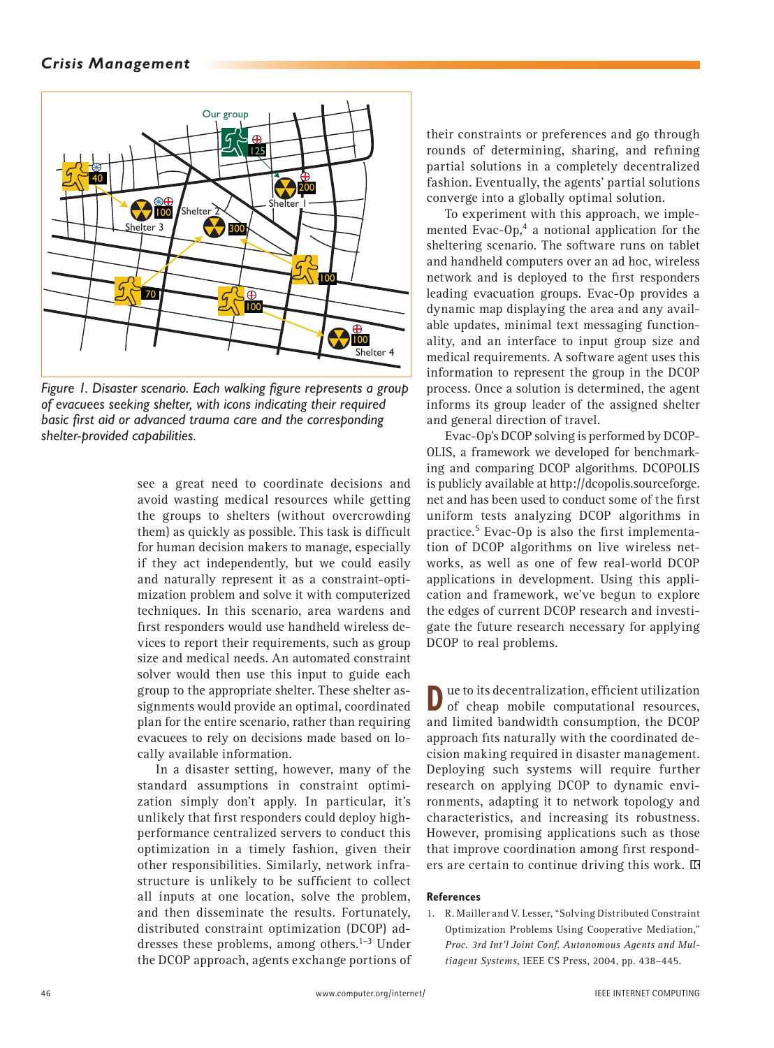Our group

125

40

200

Shelter 1

100

Shelter 2

Shelter 3

300

100

70

100

100

Shelter 4

*Figure 1. Disaster scenario. Each walking figure represents a group of evacuees seeking shelter, with icons indicating their required basic first aid or advanced trauma care and the corresponding shelter-provided capabilities.*

see a great need to coordinate decisions and avoid wasting medical resources while getting the groups to shelters (without overcrowding them) as quickly as possible. This task is difficult for human decision makers to manage, especially if they act independently, but we could easily and naturally represent it as a constraint-optimization problem and solve it with computerized techniques. In this scenario, area wardens and first responders would use handheld wireless devices to report their requirements, such as group size and medical needs. An automated constraint solver would then use this input to guide each group to the appropriate shelter. These shelter assignments would provide an optimal, coordinated plan for the entire scenario, rather than requiring evacuees to rely on decisions made based on locally available information.

In a disaster setting, however, many of the standard assumptions in constraint optimization simply don't apply. In particular, it's unlikely that first responders could deploy high-performance centralized servers to conduct this optimization in a timely fashion, given their other responsibilities. Similarly, network infrastructure is unlikely to be sufficient to collect all inputs at one location, solve the problem, and then disseminate the results. Fortunately, distributed constraint optimization (DCOP) addresses these problems, among others.[1–3] Under the DCOP approach, agents exchange portions of their constraints or preferences and go through rounds of determining, sharing, and refining partial solutions in a completely decentralized fashion. Eventually, the agents' partial solutions converge into a globally optimal solution.

To experiment with this approach, we implemented Evac-Op,[4] a notional application for the sheltering scenario. The software runs on tablet and handheld computers over an ad hoc, wireless network and is deployed to the first responders leading evacuation groups. Evac-Op provides a dynamic map displaying the area and any available updates, minimal text messaging functionality, and an interface to input group size and medical requirements. A software agent uses this information to represent the group in the DCOP process. Once a solution is determined, the agent informs its group leader of the assigned shelter and general direction of travel.

Evac-Op's DCOP solving is performed by DCOPOLIS, a framework we developed for benchmarking and comparing DCOP algorithms. DCOPOLIS is publicly available at http://dcopolis.sourceforge.net and has been used to conduct some of the first uniform tests analyzing DCOP algorithms in practice.[5] Evac-Op is also the first implementation of DCOP algorithms on live wireless networks, as well as one of few real-world DCOP applications in development. Using this application and framework, we've begun to explore the edges of current DCOP research and investigate the future research necessary for applying DCOP to real problems.

Due to its decentralization, efficient utilization of cheap mobile computational resources, and limited bandwidth consumption, the DCOP approach fits naturally with the coordinated decision making required in disaster management. Deploying such systems will require further research on applying DCOP to mobile environments, adapting it to network topology and characteristics, and increasing its robustness. However, promising applications such as those that improve coordination among first responders are certain to continue driving this work.

**References**

1. R. Mailler and V. Lesser, "Solving Distributed Constraint Optimization Problems Using Cooperative Mediation," *Proc. 3rd Int'l Joint Conf. Autonomous Agents and Multiagent Systems*, IEEE CS Press, 2004, pp. 438–445.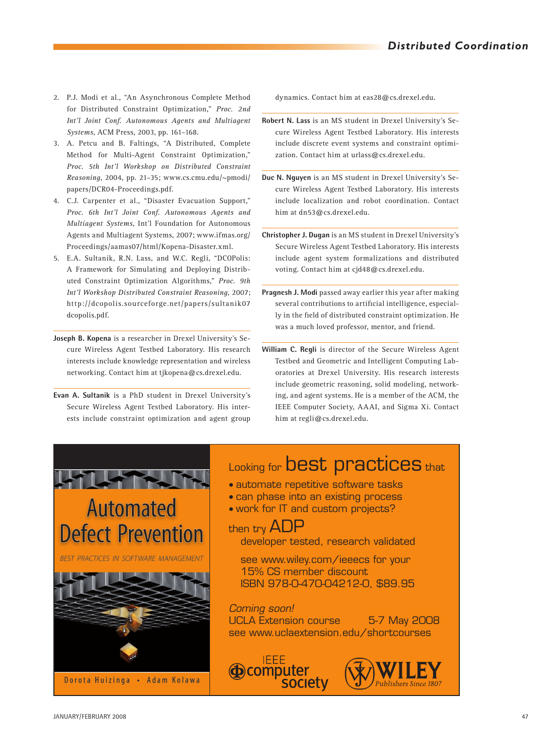2. P.J. Modi et al., "An Asynchronous Complete Method for Distributed Constraint Optimization," *Proc. 2nd Int'l Joint Conf. Autonomous Agents and Multiagent Systems*, ACM Press, 2003, pp. 161–168.
3. A. Petcu and B. Faltings, "A Distributed, Complete Method for Multi-Agent Constraint Optimization," *Proc. 5th Int'l Workshop on Distributed Constraint Reasoning*, 2004, pp. 21–35; www.cs.cmu.edu/~pmodi/papers/DCR04-Proceedings.pdf.
4. C.J. Carpenter et al., "Disaster Evacuation Support," *Proc. 6th Int'l Joint Conf. Autonomous Agents and Multiagent Systems*, Int'l Foundation for Autonomous Agents and Multiagent Systems, 2007; www.ifmas.org/Proceedings/aamas07/html/Kopena-Disaster.xml.
5. E.A. Sultanik, R.N. Lass, and W.C. Regli, "DCOPolis: A Framework for Simulating and Deploying Distributed Constraint Optimization Algorithms," *Proc. 9th Int'l Workshop Distributed Constraint Reasoning,* 2007; http://dcopolis.sourceforge.net/papers/sultanik07dcopolis.pdf.

**Joseph B. Kopena** is a researcher in Drexel University's Secure Wireless Agent Testbed Laboratory. His research interests include knowledge representation and wireless networking. Contact him at tjkopena@cs.drexel.edu.

**Evan A. Sultanik** is a PhD student in Drexel University's Secure Wireless Agent Testbed Laboratory. His interests include constraint optimization and agent group dynamics. Contact him at eas28@cs.drexel.edu.

**Robert N. Lass** is an MS student in Drexel University's Secure Wireless Agent Testbed Laboratory. His interests include discrete event systems and constraint optimization. Contact him at urlass@cs.drexel.edu.

**Duc N. Nguyen** is an MS student in Drexel University's Secure Wireless Agent Testbed Laboratory. His interests include localization and robot coordination. Contact him at dn53@cs.drexel.edu.

**Christopher J. Dugan** is an MS student in Drexel University's Secure Wireless Agent Testbed Laboratory. His interests include agent system formalizations and distributed voting. Contact him at cjd48@cs.drexel.edu.

**Pragnesh J. Modi** passed away earlier this year after making several contributions to artificial intelligence, especially in the field of distributed constraint optimization. He was a much loved professor, mentor, and friend.

**William C. Regli** is director of the Secure Wireless Agent Testbed and Geometric and Intelligent Computing Laboratories at Drexel University. His research interests include geometric reasoning, solid modeling, networking, and agent systems. He is a member of the ACM, the IEEE Computer Society, AAAI, and Sigma Xi. Contact him at regli@cs.drexel.edu.

Automated Defect Prevention

BEST PRACTICES IN SOFTWARE MANAGEMENT

Dorota Huizinga • Adam Kolawa

Looking for best practices that

- automate repetitive software tasks
- can phase into an existing process
- work for IT and custom projects?

then try ADP

developer tested, research validated

see www.wiley.com/ieeecs for your 15% CS member discount
ISBN 978-0-470-04212-0, $89.95

*Coming soon!*
UCLA Extension course 5-7 May 2008
see www.uclaextension.edu/shortcourses

IEEE computer society

WILEY Publishers Since 1807